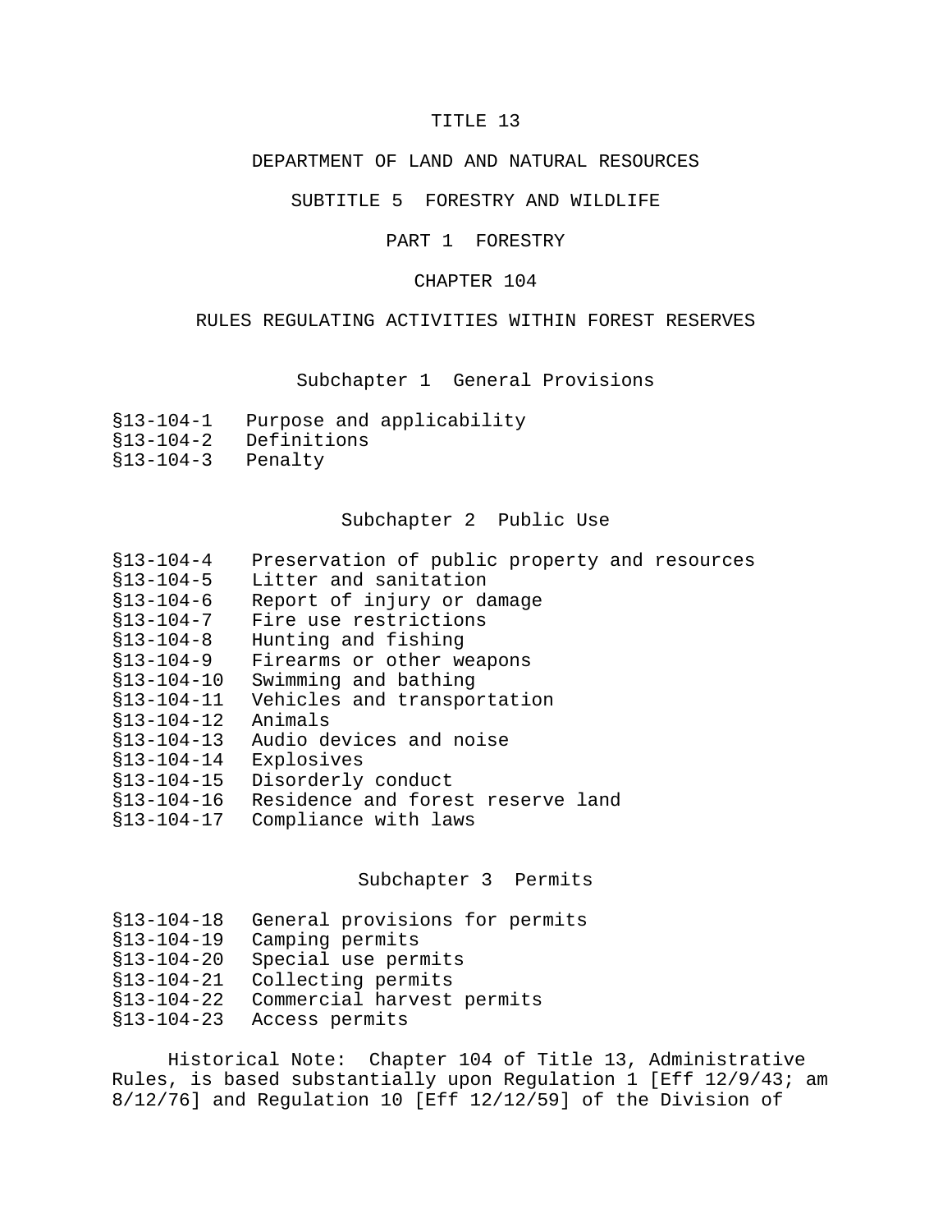# TITLE 13

## DEPARTMENT OF LAND AND NATURAL RESOURCES

## SUBTITLE 5 FORESTRY AND WILDLIFE

## PART 1 FORESTRY

## CHAPTER 104

## RULES REGULATING ACTIVITIES WITHIN FOREST RESERVES

### Subchapter 1 General Provisions

§13-104-1 Purpose and applicability
§13-104-2 Definitions
§13-104-3 Penalty

### Subchapter 2 Public Use

§13-104-4 Preservation of public property and resources
§13-104-5 Litter and sanitation
§13-104-6 Report of injury or damage
§13-104-7 Fire use restrictions
§13-104-8 Hunting and fishing
§13-104-9 Firearms or other weapons
§13-104-10 Swimming and bathing
§13-104-11 Vehicles and transportation
§13-104-12 Animals
§13-104-13 Audio devices and noise
§13-104-14 Explosives
§13-104-15 Disorderly conduct
§13-104-16 Residence and forest reserve land
§13-104-17 Compliance with laws

### Subchapter 3 Permits

§13-104-18 General provisions for permits
§13-104-19 Camping permits
§13-104-20 Special use permits
§13-104-21 Collecting permits
§13-104-22 Commercial harvest permits
§13-104-23 Access permits

Historical Note: Chapter 104 of Title 13, Administrative Rules, is based substantially upon Regulation 1 [Eff 12/9/43; am 8/12/76] and Regulation 10 [Eff 12/12/59] of the Division of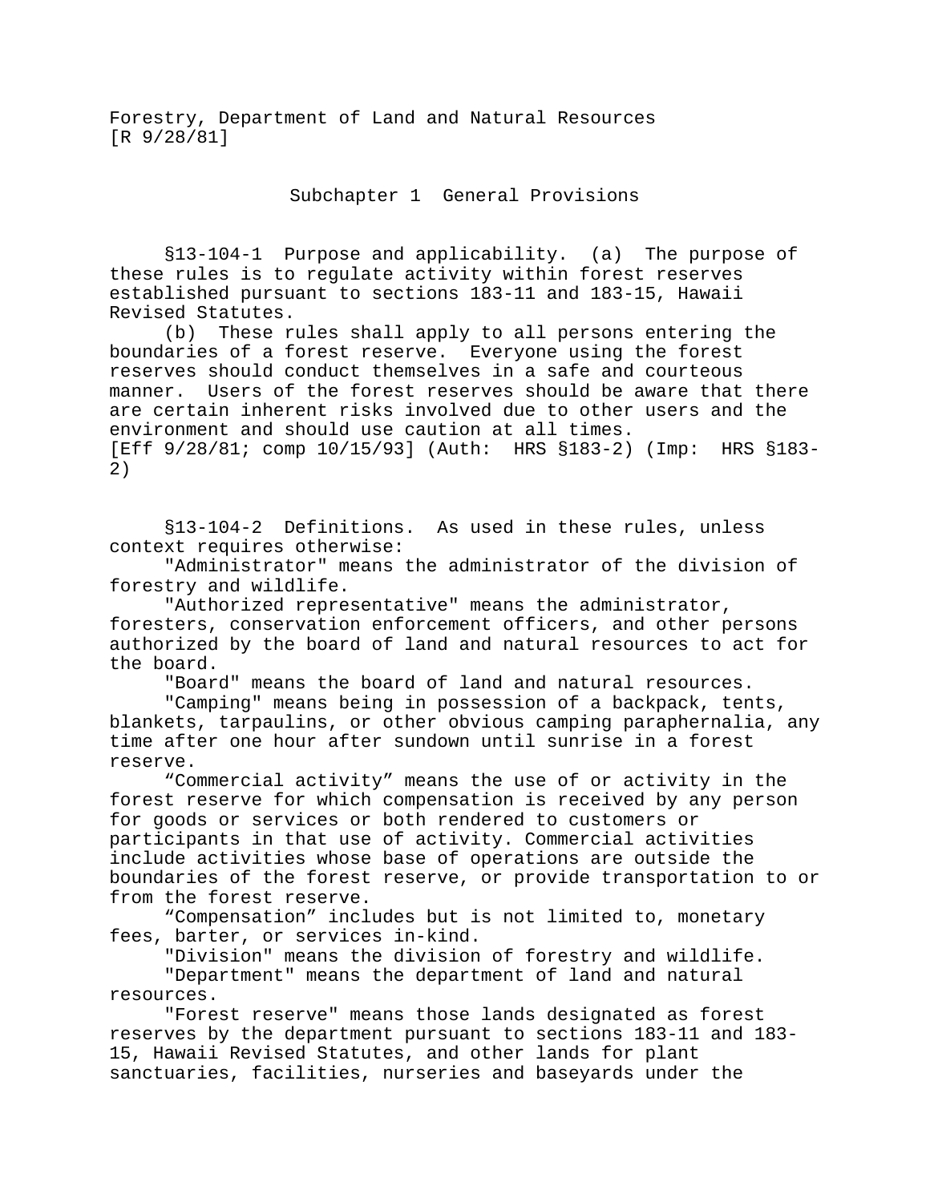Forestry, Department of Land and Natural Resources
[R 9/28/81]

## Subchapter 1 General Provisions

§13-104-1 Purpose and applicability. (a) The purpose of these rules is to regulate activity within forest reserves established pursuant to sections 183-11 and 183-15, Hawaii Revised Statutes.

(b) These rules shall apply to all persons entering the boundaries of a forest reserve. Everyone using the forest reserves should conduct themselves in a safe and courteous manner. Users of the forest reserves should be aware that there are certain inherent risks involved due to other users and the environment and should use caution at all times.
[Eff 9/28/81; comp 10/15/93] (Auth: HRS §183-2) (Imp: HRS §183-2)

§13-104-2 Definitions. As used in these rules, unless context requires otherwise:

"Administrator" means the administrator of the division of forestry and wildlife.

"Authorized representative" means the administrator, foresters, conservation enforcement officers, and other persons authorized by the board of land and natural resources to act for the board.

"Board" means the board of land and natural resources.

"Camping" means being in possession of a backpack, tents, blankets, tarpaulins, or other obvious camping paraphernalia, any time after one hour after sundown until sunrise in a forest reserve.

"Commercial activity" means the use of or activity in the forest reserve for which compensation is received by any person for goods or services or both rendered to customers or participants in that use of activity. Commercial activities include activities whose base of operations are outside the boundaries of the forest reserve, or provide transportation to or from the forest reserve.

"Compensation" includes but is not limited to, monetary fees, barter, or services in-kind.

"Division" means the division of forestry and wildlife.

"Department" means the department of land and natural resources.

"Forest reserve" means those lands designated as forest reserves by the department pursuant to sections 183-11 and 183-15, Hawaii Revised Statutes, and other lands for plant sanctuaries, facilities, nurseries and baseyards under the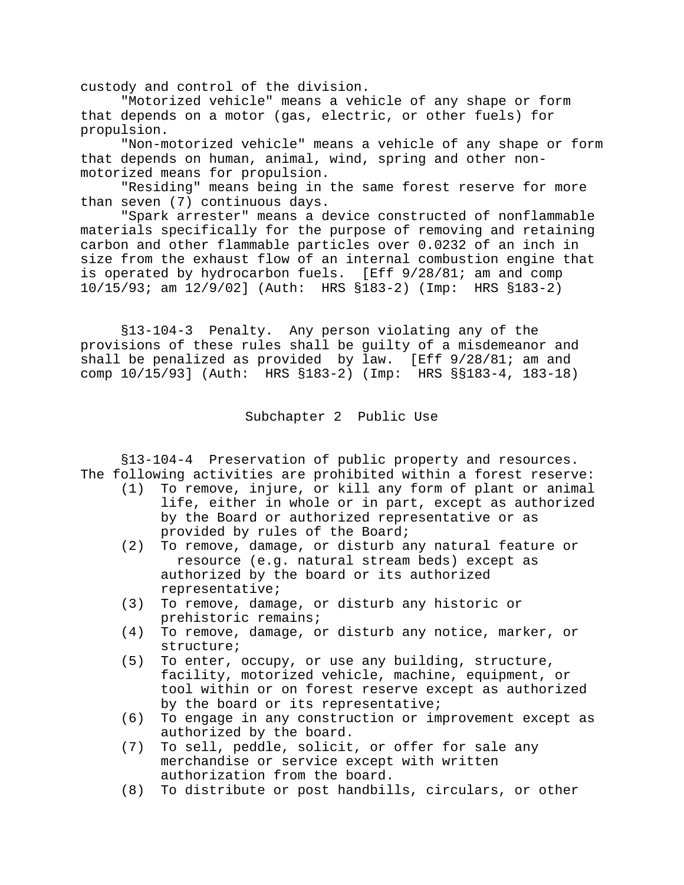custody and control of the division.

"Motorized vehicle" means a vehicle of any shape or form that depends on a motor (gas, electric, or other fuels) for propulsion.

"Non-motorized vehicle" means a vehicle of any shape or form that depends on human, animal, wind, spring and other non-motorized means for propulsion.

"Residing" means being in the same forest reserve for more than seven (7) continuous days.

"Spark arrester" means a device constructed of nonflammable materials specifically for the purpose of removing and retaining carbon and other flammable particles over 0.0232 of an inch in size from the exhaust flow of an internal combustion engine that is operated by hydrocarbon fuels. [Eff 9/28/81; am and comp 10/15/93; am 12/9/02] (Auth: HRS §183-2) (Imp: HRS §183-2)

§13-104-3 Penalty. Any person violating any of the provisions of these rules shall be guilty of a misdemeanor and shall be penalized as provided by law. [Eff 9/28/81; am and comp 10/15/93] (Auth: HRS §183-2) (Imp: HRS §§183-4, 183-18)

## Subchapter 2 Public Use

§13-104-4 Preservation of public property and resources. The following activities are prohibited within a forest reserve:

(1) To remove, injure, or kill any form of plant or animal life, either in whole or in part, except as authorized by the Board or authorized representative or as provided by rules of the Board;

(2) To remove, damage, or disturb any natural feature or resource (e.g. natural stream beds) except as authorized by the board or its authorized representative;

(3) To remove, damage, or disturb any historic or prehistoric remains;

(4) To remove, damage, or disturb any notice, marker, or structure;

(5) To enter, occupy, or use any building, structure, facility, motorized vehicle, machine, equipment, or tool within or on forest reserve except as authorized by the board or its representative;

(6) To engage in any construction or improvement except as authorized by the board.

(7) To sell, peddle, solicit, or offer for sale any merchandise or service except with written authorization from the board.

(8) To distribute or post handbills, circulars, or other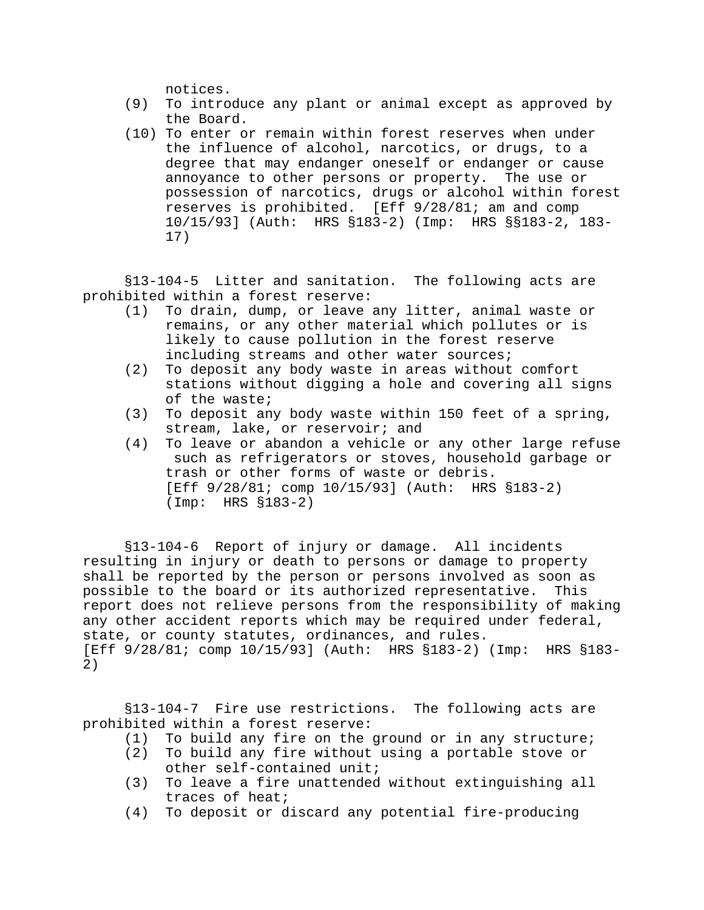notices.

(9) To introduce any plant or animal except as approved by the Board.

(10) To enter or remain within forest reserves when under the influence of alcohol, narcotics, or drugs, to a degree that may endanger oneself or endanger or cause annoyance to other persons or property. The use or possession of narcotics, drugs or alcohol within forest reserves is prohibited. [Eff 9/28/81; am and comp 10/15/93] (Auth: HRS §183-2) (Imp: HRS §§183-2, 183-17)

§13-104-5 Litter and sanitation. The following acts are prohibited within a forest reserve:

(1) To drain, dump, or leave any litter, animal waste or remains, or any other material which pollutes or is likely to cause pollution in the forest reserve including streams and other water sources;

(2) To deposit any body waste in areas without comfort stations without digging a hole and covering all signs of the waste;

(3) To deposit any body waste within 150 feet of a spring, stream, lake, or reservoir; and

(4) To leave or abandon a vehicle or any other large refuse such as refrigerators or stoves, household garbage or trash or other forms of waste or debris. [Eff 9/28/81; comp 10/15/93] (Auth: HRS §183-2) (Imp: HRS §183-2)

§13-104-6 Report of injury or damage. All incidents resulting in injury or death to persons or damage to property shall be reported by the person or persons involved as soon as possible to the board or its authorized representative. This report does not relieve persons from the responsibility of making any other accident reports which may be required under federal, state, or county statutes, ordinances, and rules. [Eff 9/28/81; comp 10/15/93] (Auth: HRS §183-2) (Imp: HRS §183-2)

§13-104-7 Fire use restrictions. The following acts are prohibited within a forest reserve:

(1) To build any fire on the ground or in any structure;

(2) To build any fire without using a portable stove or other self-contained unit;

(3) To leave a fire unattended without extinguishing all traces of heat;

(4) To deposit or discard any potential fire-producing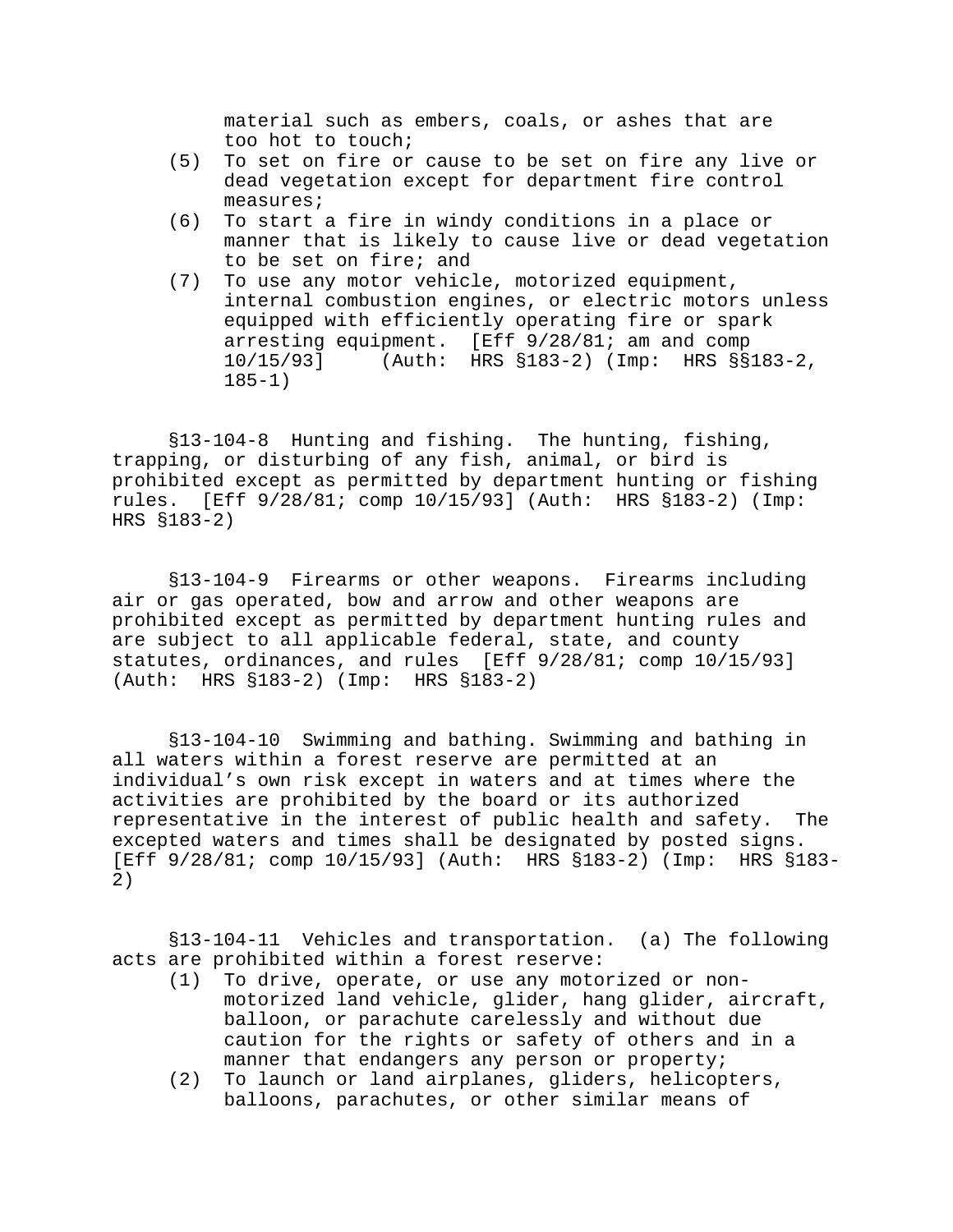material such as embers, coals, or ashes that are too hot to touch;

(5) To set on fire or cause to be set on fire any live or dead vegetation except for department fire control measures;

(6) To start a fire in windy conditions in a place or manner that is likely to cause live or dead vegetation to be set on fire; and

(7) To use any motor vehicle, motorized equipment, internal combustion engines, or electric motors unless equipped with efficiently operating fire or spark arresting equipment. [Eff 9/28/81; am and comp 10/15/93] (Auth: HRS §183-2) (Imp: HRS §§183-2, 185-1)

§13-104-8 Hunting and fishing. The hunting, fishing, trapping, or disturbing of any fish, animal, or bird is prohibited except as permitted by department hunting or fishing rules. [Eff 9/28/81; comp 10/15/93] (Auth: HRS §183-2) (Imp: HRS §183-2)

§13-104-9 Firearms or other weapons. Firearms including air or gas operated, bow and arrow and other weapons are prohibited except as permitted by department hunting rules and are subject to all applicable federal, state, and county statutes, ordinances, and rules [Eff 9/28/81; comp 10/15/93] (Auth: HRS §183-2) (Imp: HRS §183-2)

§13-104-10 Swimming and bathing. Swimming and bathing in all waters within a forest reserve are permitted at an individual's own risk except in waters and at times where the activities are prohibited by the board or its authorized representative in the interest of public health and safety. The excepted waters and times shall be designated by posted signs. [Eff 9/28/81; comp 10/15/93] (Auth: HRS §183-2) (Imp: HRS §183-2)

§13-104-11 Vehicles and transportation. (a) The following acts are prohibited within a forest reserve:

(1) To drive, operate, or use any motorized or non-motorized land vehicle, glider, hang glider, aircraft, balloon, or parachute carelessly and without due caution for the rights or safety of others and in a manner that endangers any person or property;

(2) To launch or land airplanes, gliders, helicopters, balloons, parachutes, or other similar means of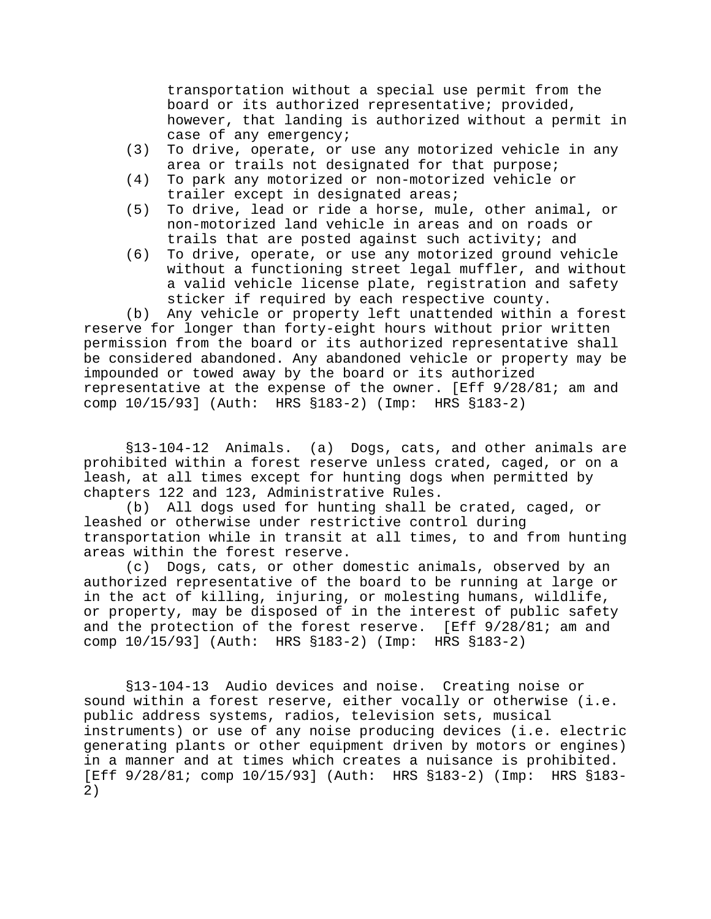transportation without a special use permit from the board or its authorized representative; provided, however, that landing is authorized without a permit in case of any emergency;

(3) To drive, operate, or use any motorized vehicle in any area or trails not designated for that purpose;

(4) To park any motorized or non-motorized vehicle or trailer except in designated areas;

(5) To drive, lead or ride a horse, mule, other animal, or non-motorized land vehicle in areas and on roads or trails that are posted against such activity; and

(6) To drive, operate, or use any motorized ground vehicle without a functioning street legal muffler, and without a valid vehicle license plate, registration and safety sticker if required by each respective county.

(b) Any vehicle or property left unattended within a forest reserve for longer than forty-eight hours without prior written permission from the board or its authorized representative shall be considered abandoned. Any abandoned vehicle or property may be impounded or towed away by the board or its authorized representative at the expense of the owner. [Eff 9/28/81; am and comp 10/15/93] (Auth: HRS §183-2) (Imp: HRS §183-2)

§13-104-12 Animals. (a) Dogs, cats, and other animals are prohibited within a forest reserve unless crated, caged, or on a leash, at all times except for hunting dogs when permitted by chapters 122 and 123, Administrative Rules.

(b) All dogs used for hunting shall be crated, caged, or leashed or otherwise under restrictive control during transportation while in transit at all times, to and from hunting areas within the forest reserve.

(c) Dogs, cats, or other domestic animals, observed by an authorized representative of the board to be running at large or in the act of killing, injuring, or molesting humans, wildlife, or property, may be disposed of in the interest of public safety and the protection of the forest reserve. [Eff 9/28/81; am and comp 10/15/93] (Auth: HRS §183-2) (Imp: HRS §183-2)

§13-104-13 Audio devices and noise. Creating noise or sound within a forest reserve, either vocally or otherwise (i.e. public address systems, radios, television sets, musical instruments) or use of any noise producing devices (i.e. electric generating plants or other equipment driven by motors or engines) in a manner and at times which creates a nuisance is prohibited. [Eff 9/28/81; comp 10/15/93] (Auth: HRS §183-2) (Imp: HRS §183-2)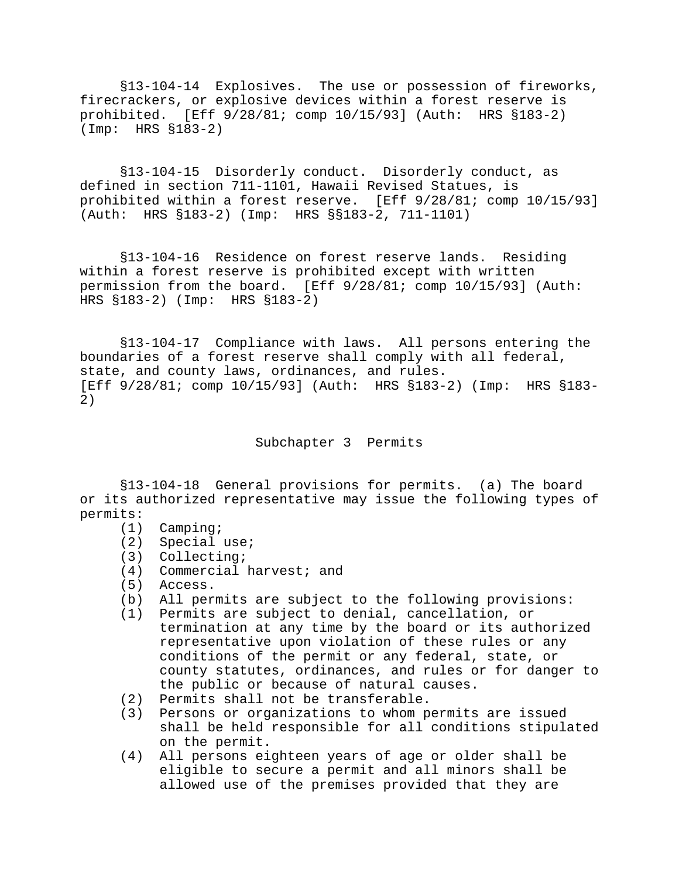§13-104-14 Explosives. The use or possession of fireworks, firecrackers, or explosive devices within a forest reserve is prohibited. [Eff 9/28/81; comp 10/15/93] (Auth: HRS §183-2) (Imp: HRS §183-2)

§13-104-15 Disorderly conduct. Disorderly conduct, as defined in section 711-1101, Hawaii Revised Statues, is prohibited within a forest reserve. [Eff 9/28/81; comp 10/15/93] (Auth: HRS §183-2) (Imp: HRS §§183-2, 711-1101)

§13-104-16 Residence on forest reserve lands. Residing within a forest reserve is prohibited except with written permission from the board. [Eff 9/28/81; comp 10/15/93] (Auth: HRS §183-2) (Imp: HRS §183-2)

§13-104-17 Compliance with laws. All persons entering the boundaries of a forest reserve shall comply with all federal, state, and county laws, ordinances, and rules. [Eff 9/28/81; comp 10/15/93] (Auth: HRS §183-2) (Imp: HRS §183-2)

## Subchapter 3 Permits

§13-104-18 General provisions for permits. (a) The board or its authorized representative may issue the following types of permits:

(1) Camping;
(2) Special use;
(3) Collecting;
(4) Commercial harvest; and
(5) Access.

(b) All permits are subject to the following provisions:

(1) Permits are subject to denial, cancellation, or termination at any time by the board or its authorized representative upon violation of these rules or any conditions of the permit or any federal, state, or county statutes, ordinances, and rules or for danger to the public or because of natural causes.
(2) Permits shall not be transferable.
(3) Persons or organizations to whom permits are issued shall be held responsible for all conditions stipulated on the permit.
(4) All persons eighteen years of age or older shall be eligible to secure a permit and all minors shall be allowed use of the premises provided that they are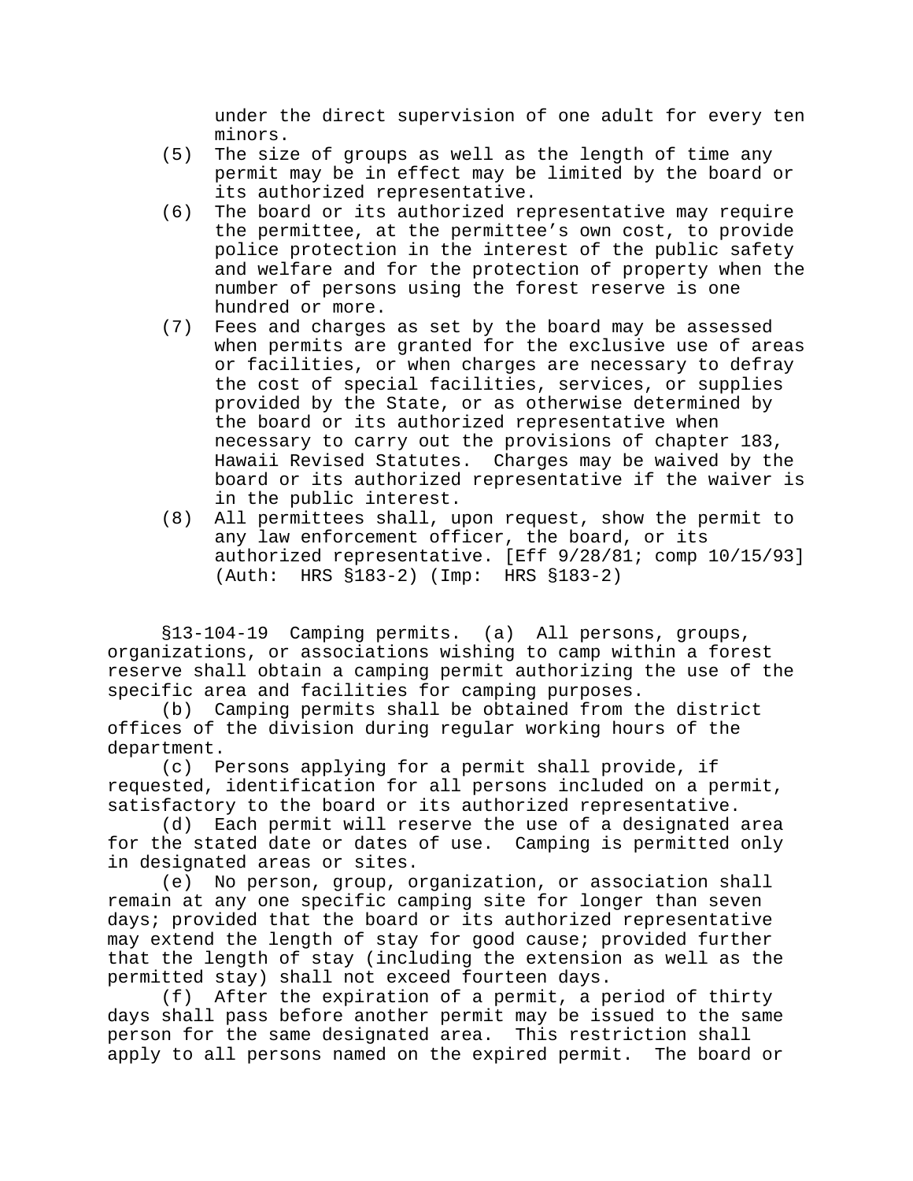under the direct supervision of one adult for every ten minors.

(5) The size of groups as well as the length of time any permit may be in effect may be limited by the board or its authorized representative.

(6) The board or its authorized representative may require the permittee, at the permittee's own cost, to provide police protection in the interest of the public safety and welfare and for the protection of property when the number of persons using the forest reserve is one hundred or more.

(7) Fees and charges as set by the board may be assessed when permits are granted for the exclusive use of areas or facilities, or when charges are necessary to defray the cost of special facilities, services, or supplies provided by the State, or as otherwise determined by the board or its authorized representative when necessary to carry out the provisions of chapter 183, Hawaii Revised Statutes. Charges may be waived by the board or its authorized representative if the waiver is in the public interest.

(8) All permittees shall, upon request, show the permit to any law enforcement officer, the board, or its authorized representative. [Eff 9/28/81; comp 10/15/93] (Auth: HRS §183-2) (Imp: HRS §183-2)

§13-104-19 Camping permits. (a) All persons, groups, organizations, or associations wishing to camp within a forest reserve shall obtain a camping permit authorizing the use of the specific area and facilities for camping purposes.

(b) Camping permits shall be obtained from the district offices of the division during regular working hours of the department.

(c) Persons applying for a permit shall provide, if requested, identification for all persons included on a permit, satisfactory to the board or its authorized representative.

(d) Each permit will reserve the use of a designated area for the stated date or dates of use. Camping is permitted only in designated areas or sites.

(e) No person, group, organization, or association shall remain at any one specific camping site for longer than seven days; provided that the board or its authorized representative may extend the length of stay for good cause; provided further that the length of stay (including the extension as well as the permitted stay) shall not exceed fourteen days.

(f) After the expiration of a permit, a period of thirty days shall pass before another permit may be issued to the same person for the same designated area. This restriction shall apply to all persons named on the expired permit. The board or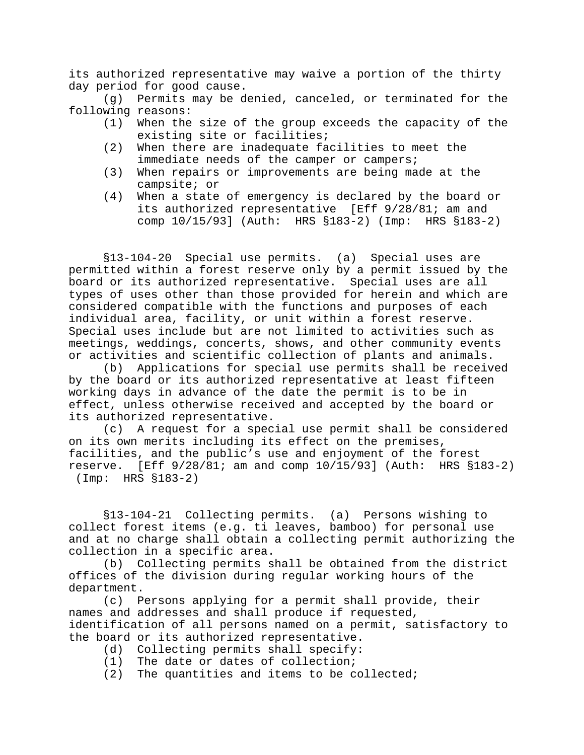its authorized representative may waive a portion of the thirty day period for good cause.

(g) Permits may be denied, canceled, or terminated for the following reasons:

(1) When the size of the group exceeds the capacity of the existing site or facilities;

(2) When there are inadequate facilities to meet the immediate needs of the camper or campers;

(3) When repairs or improvements are being made at the campsite; or

(4) When a state of emergency is declared by the board or its authorized representative [Eff 9/28/81; am and comp 10/15/93] (Auth: HRS §183-2) (Imp: HRS §183-2)

§13-104-20 Special use permits. (a) Special uses are permitted within a forest reserve only by a permit issued by the board or its authorized representative. Special uses are all types of uses other than those provided for herein and which are considered compatible with the functions and purposes of each individual area, facility, or unit within a forest reserve. Special uses include but are not limited to activities such as meetings, weddings, concerts, shows, and other community events or activities and scientific collection of plants and animals.

(b) Applications for special use permits shall be received by the board or its authorized representative at least fifteen working days in advance of the date the permit is to be in effect, unless otherwise received and accepted by the board or its authorized representative.

(c) A request for a special use permit shall be considered on its own merits including its effect on the premises, facilities, and the public's use and enjoyment of the forest reserve. [Eff 9/28/81; am and comp 10/15/93] (Auth: HRS §183-2) (Imp: HRS §183-2)

§13-104-21 Collecting permits. (a) Persons wishing to collect forest items (e.g. ti leaves, bamboo) for personal use and at no charge shall obtain a collecting permit authorizing the collection in a specific area.

(b) Collecting permits shall be obtained from the district offices of the division during regular working hours of the department.

(c) Persons applying for a permit shall provide, their names and addresses and shall produce if requested, identification of all persons named on a permit, satisfactory to the board or its authorized representative.

(d) Collecting permits shall specify:

(1) The date or dates of collection;

(2) The quantities and items to be collected;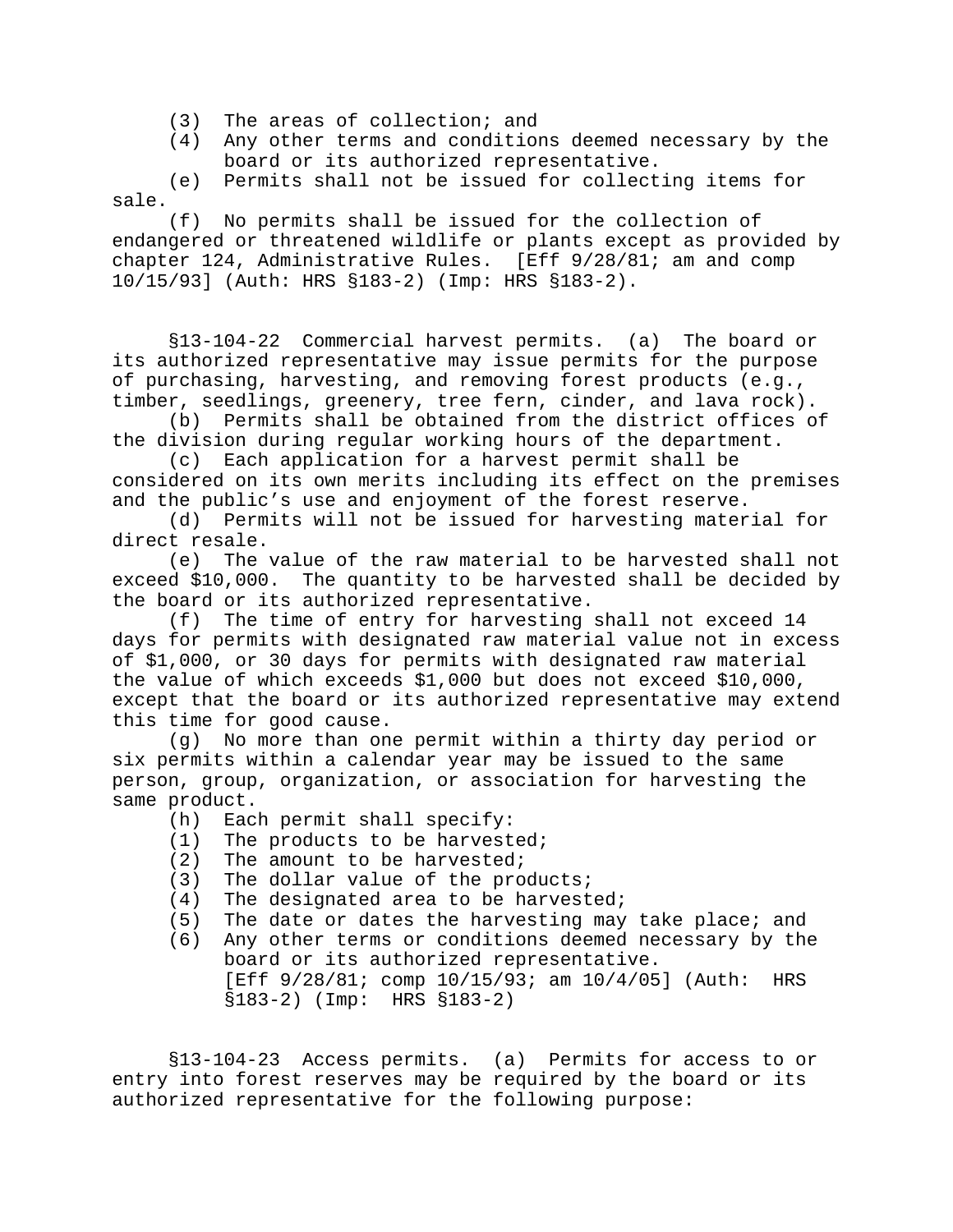(3) The areas of collection; and

(4) Any other terms and conditions deemed necessary by the board or its authorized representative.

(e) Permits shall not be issued for collecting items for sale.

(f) No permits shall be issued for the collection of endangered or threatened wildlife or plants except as provided by chapter 124, Administrative Rules. [Eff 9/28/81; am and comp 10/15/93] (Auth: HRS §183-2) (Imp: HRS §183-2).

§13-104-22 Commercial harvest permits. (a) The board or its authorized representative may issue permits for the purpose of purchasing, harvesting, and removing forest products (e.g., timber, seedlings, greenery, tree fern, cinder, and lava rock).

(b) Permits shall be obtained from the district offices of the division during regular working hours of the department.

(c) Each application for a harvest permit shall be considered on its own merits including its effect on the premises and the public's use and enjoyment of the forest reserve.

(d) Permits will not be issued for harvesting material for direct resale.

(e) The value of the raw material to be harvested shall not exceed $10,000. The quantity to be harvested shall be decided by the board or its authorized representative.

(f) The time of entry for harvesting shall not exceed 14 days for permits with designated raw material value not in excess of $1,000, or 30 days for permits with designated raw material the value of which exceeds $1,000 but does not exceed $10,000, except that the board or its authorized representative may extend this time for good cause.

(g) No more than one permit within a thirty day period or six permits within a calendar year may be issued to the same person, group, organization, or association for harvesting the same product.

(h) Each permit shall specify:

(1) The products to be harvested;

(2) The amount to be harvested;

(3) The dollar value of the products;

(4) The designated area to be harvested;

(5) The date or dates the harvesting may take place; and

(6) Any other terms or conditions deemed necessary by the board or its authorized representative.
[Eff 9/28/81; comp 10/15/93; am 10/4/05] (Auth: HRS §183-2) (Imp: HRS §183-2)

§13-104-23 Access permits. (a) Permits for access to or entry into forest reserves may be required by the board or its authorized representative for the following purpose: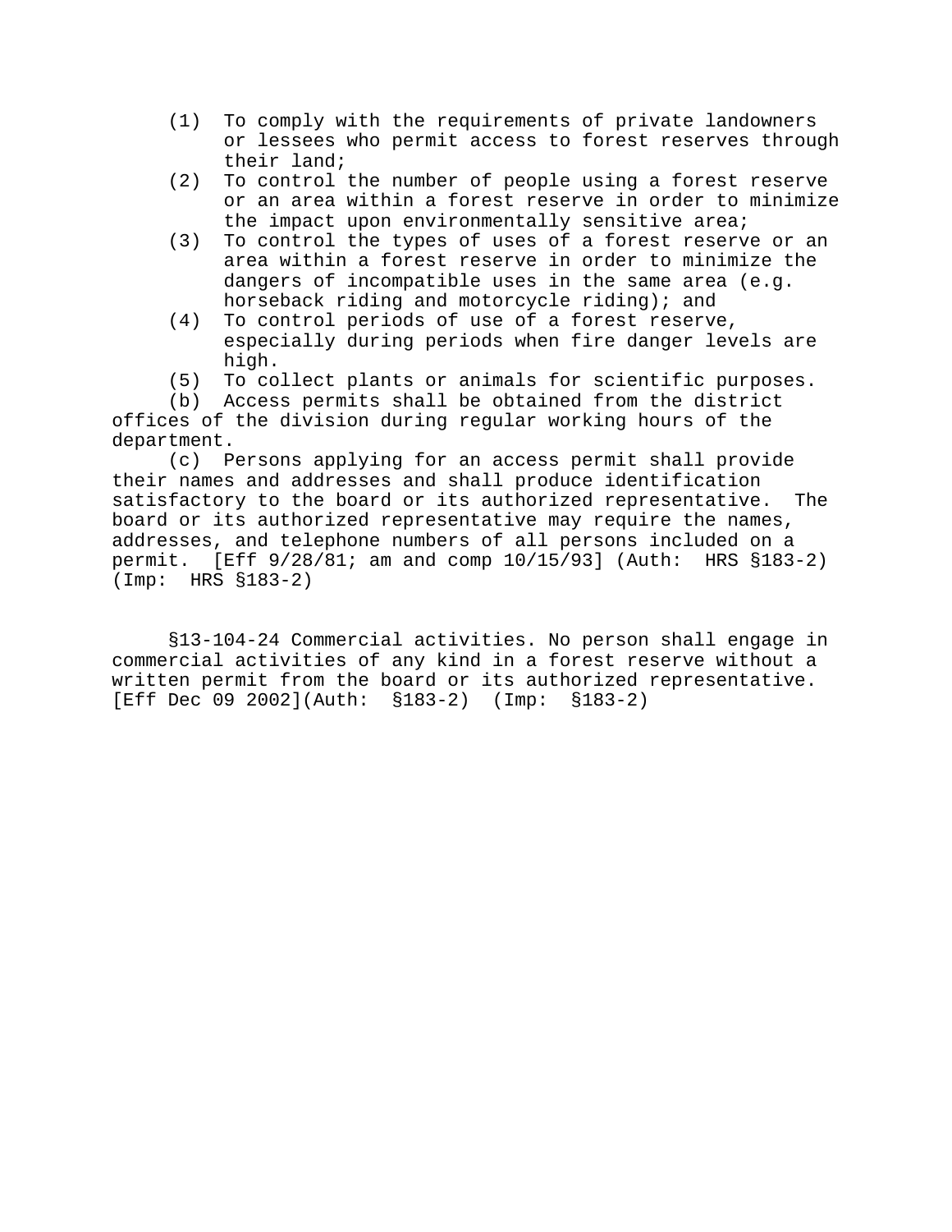(1) To comply with the requirements of private landowners or lessees who permit access to forest reserves through their land;

(2) To control the number of people using a forest reserve or an area within a forest reserve in order to minimize the impact upon environmentally sensitive area;

(3) To control the types of uses of a forest reserve or an area within a forest reserve in order to minimize the dangers of incompatible uses in the same area (e.g. horseback riding and motorcycle riding); and

(4) To control periods of use of a forest reserve, especially during periods when fire danger levels are high.

(5) To collect plants or animals for scientific purposes.

(b) Access permits shall be obtained from the district offices of the division during regular working hours of the department.

(c) Persons applying for an access permit shall provide their names and addresses and shall produce identification satisfactory to the board or its authorized representative. The board or its authorized representative may require the names, addresses, and telephone numbers of all persons included on a permit. [Eff 9/28/81; am and comp 10/15/93] (Auth: HRS §183-2) (Imp: HRS §183-2)

§13-104-24 Commercial activities. No person shall engage in commercial activities of any kind in a forest reserve without a written permit from the board or its authorized representative. [Eff Dec 09 2002](Auth: §183-2) (Imp: §183-2)